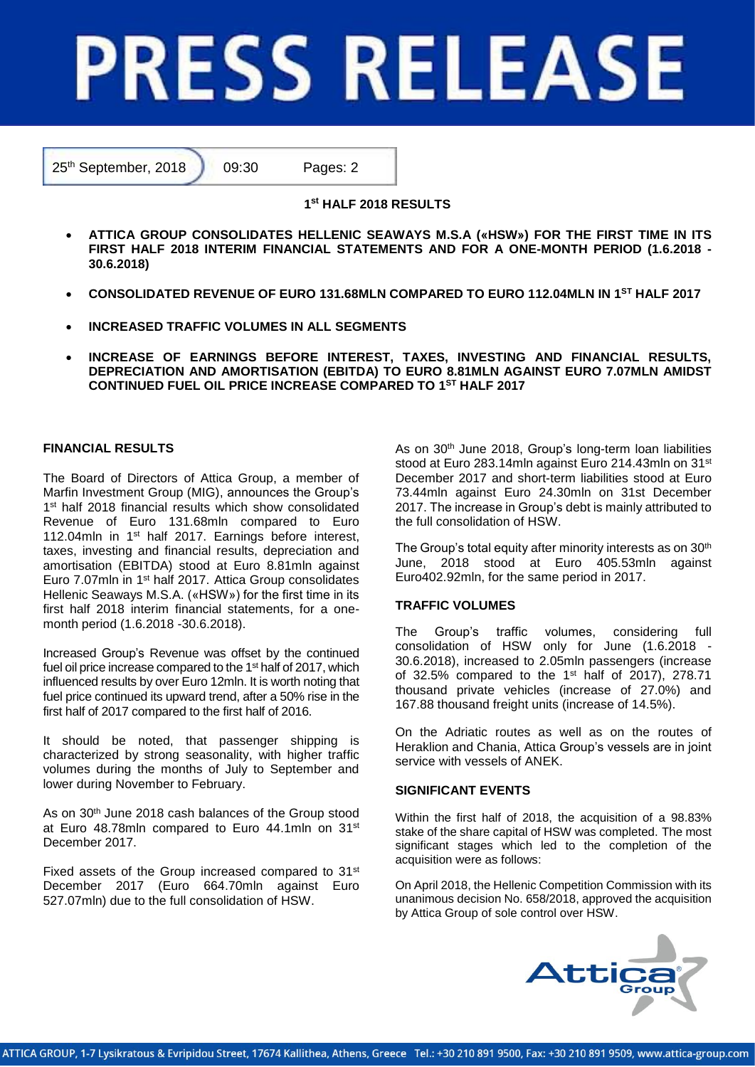# PRESS RELEASE

25th September, 2018 | 09:30 | Pages: 2

**1st HALF 2018 RESULTS**

- **ATTICA GROUP CONSOLIDATES HELLENIC SEAWAYS M.S.A («HSW») FOR THE FIRST TIME IN ITS FIRST HALF 2018 INTERIM FINANCIAL STATEMENTS AND FOR A ONE-MONTH PERIOD (1.6.2018 - 30.6.2018)**
- **CONSOLIDATED REVENUE OF EURO 131.68MLN COMPARED TO EURO 112.04MLN IN 1ST HALF 2017**
- **INCREASED TRAFFIC VOLUMES IN ALL SEGMENTS**
- **INCREASE OF EARNINGS BEFORE INTEREST, TAXES, INVESTING AND FINANCIAL RESULTS, DEPRECIATION AND AMORTISATION (EBITDA) TO EURO 8.81MLN AGAINST EURO 7.07MLN AMIDST CONTINUED FUEL OIL PRICE INCREASE COMPARED TO 1ST HALF 2017**

## FINANCIAL RESULTS

The Board of Directors of Attica Group, a member of Marfin Investment Group (MIG), announces the Group's 1st half 2018 financial results which show consolidated Revenue of Euro 131.68mln compared to Euro 112.04mln in 1st half 2017. Earnings before interest, taxes, investing and financial results, depreciation and amortisation (EBITDA) stood at Euro 8.81mln against Euro 7.07mln in 1st half 2017. Attica Group consolidates Hellenic Seaways M.S.A. («HSW») for the first time in its first half 2018 interim financial statements, for a one-month period (1.6.2018 -30.6.2018).

Increased Group's Revenue was offset by the continued fuel oil price increase compared to the 1st half of 2017, which influenced results by over Euro 12mln. It is worth noting that fuel price continued its upward trend, after a 50% rise in the first half of 2017 compared to the first half of 2016.

It should be noted, that passenger shipping is characterized by strong seasonality, with higher traffic volumes during the months of July to September and lower during November to February.

As on 30th June 2018 cash balances of the Group stood at Euro 48.78mln compared to Euro 44.1mln on 31st December 2017.

Fixed assets of the Group increased compared to 31st December 2017 (Euro 664.70mln against Euro 527.07mln) due to the full consolidation of HSW.

As on 30th June 2018, Group's long-term loan liabilities stood at Euro 283.14mln against Euro 214.43mln on 31st December 2017 and short-term liabilities stood at Euro 73.44mln against Euro 24.30mln on 31st December 2017. The increase in Group's debt is mainly attributed to the full consolidation of HSW.

The Group's total equity after minority interests as on 30th June, 2018 stood at Euro 405.53mln against Euro402.92mln, for the same period in 2017.

## TRAFFIC VOLUMES

The Group's traffic volumes, considering full consolidation of HSW only for June (1.6.2018 - 30.6.2018), increased to 2.05mln passengers (increase of 32.5% compared to the 1st half of 2017), 278.71 thousand private vehicles (increase of 27.0%) and 167.88 thousand freight units (increase of 14.5%).

On the Adriatic routes as well as on the routes of Heraklion and Chania, Attica Group's vessels are in joint service with vessels of ANEK.

## SIGNIFICANT EVENTS

Within the first half of 2018, the acquisition of a 98.83% stake of the share capital of HSW was completed. The most significant stages which led to the completion of the acquisition were as follows:

On April 2018, the Hellenic Competition Commission with its unanimous decision No. 658/2018, approved the acquisition by Attica Group of sole control over HSW.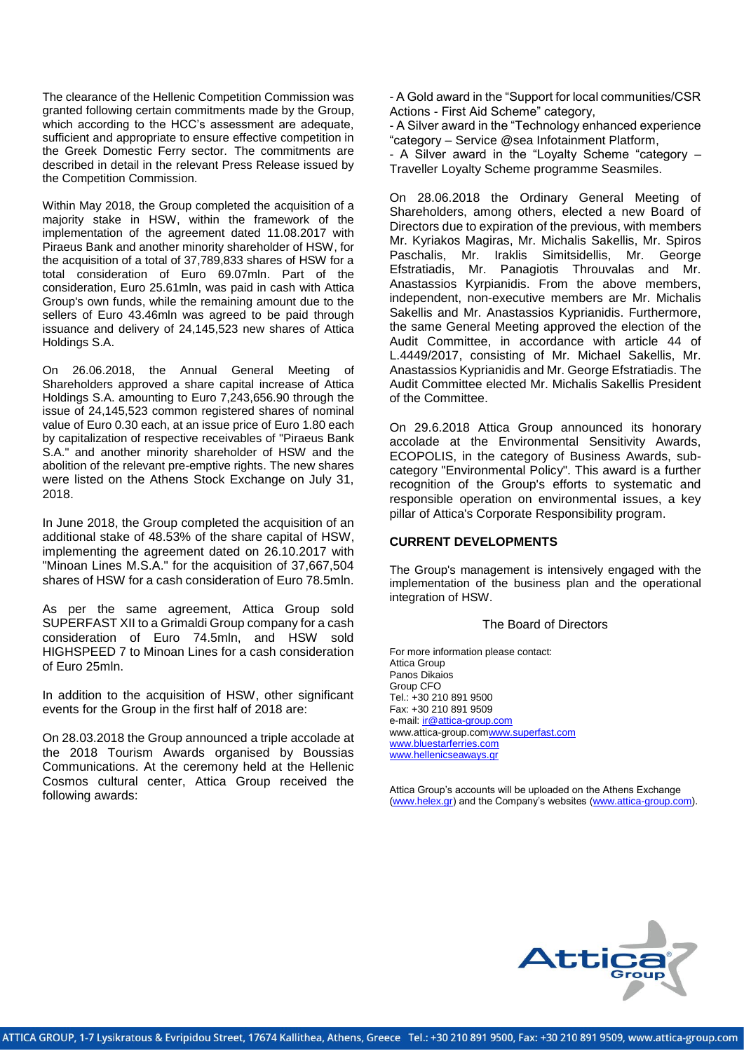The clearance of the Hellenic Competition Commission was granted following certain commitments made by the Group, which according to the HCC's assessment are adequate, sufficient and appropriate to ensure effective competition in the Greek Domestic Ferry sector. The commitments are described in detail in the relevant Press Release issued by the Competition Commission.

Within May 2018, the Group completed the acquisition of a majority stake in HSW, within the framework of the implementation of the agreement dated 11.08.2017 with Piraeus Bank and another minority shareholder of HSW, for the acquisition of a total of 37,789,833 shares of HSW for a total consideration of Euro 69.07mln. Part of the consideration, Euro 25.61mln, was paid in cash with Attica Group's own funds, while the remaining amount due to the sellers of Euro 43.46mln was agreed to be paid through issuance and delivery of 24,145,523 new shares of Attica Holdings S.A.

On 26.06.2018, the Annual General Meeting of Shareholders approved a share capital increase of Attica Holdings S.A. amounting to Euro 7,243,656.90 through the issue of 24,145,523 common registered shares of nominal value of Euro 0.30 each, at an issue price of Euro 1.80 each by capitalization of respective receivables of "Piraeus Bank S.A." and another minority shareholder of HSW and the abolition of the relevant pre-emptive rights. The new shares were listed on the Athens Stock Exchange on July 31, 2018.

In June 2018, the Group completed the acquisition of an additional stake of 48.53% of the share capital of HSW, implementing the agreement dated on 26.10.2017 with "Minoan Lines M.S.A." for the acquisition of 37,667,504 shares of HSW for a cash consideration of Euro 78.5mln.

As per the same agreement, Attica Group sold SUPERFAST XII to a Grimaldi Group company for a cash consideration of Euro 74.5mln, and HSW sold HIGHSPEED 7 to Minoan Lines for a cash consideration of Euro 25mln.

In addition to the acquisition of HSW, other significant events for the Group in the first half of 2018 are:

On 28.03.2018 the Group announced a triple accolade at the 2018 Tourism Awards organised by Boussias Communications. At the ceremony held at the Hellenic Cosmos cultural center, Attica Group received the following awards:

- A Gold award in the "Support for local communities/CSR Actions - First Aid Scheme" category,
- A Silver award in the "Technology enhanced experience "category – Service @sea Infotainment Platform,
- A Silver award in the "Loyalty Scheme "category – Traveller Loyalty Scheme programme Seasmiles.

On 28.06.2018 the Ordinary General Meeting of Shareholders, among others, elected a new Board of Directors due to expiration of the previous, with members Mr. Kyriakos Magiras, Mr. Michalis Sakellis, Mr. Spiros Paschalis, Mr. Iraklis Simitsidellis, Mr. George Efstratiadis, Mr. Panagiotis Throuvalas and Mr. Anastassios Kyrpianidis. From the above members, independent, non-executive members are Mr. Michalis Sakellis and Mr. Anastassios Kyprianidis. Furthermore, the same General Meeting approved the election of the Audit Committee, in accordance with article 44 of L.4449/2017, consisting of Mr. Michael Sakellis, Mr. Anastassios Kyprianidis and Mr. George Efstratiadis. The Audit Committee elected Mr. Michalis Sakellis President of the Committee.

On 29.6.2018 Attica Group announced its honorary accolade at the Environmental Sensitivity Awards, ECOPOLIS, in the category of Business Awards, sub-category "Environmental Policy". This award is a further recognition of the Group's efforts to systematic and responsible operation on environmental issues, a key pillar of Attica's Corporate Responsibility program.

**CURRENT DEVELOPMENTS**

The Group's management is intensively engaged with the implementation of the business plan and the operational integration of HSW.

The Board of Directors

For more information please contact:
Attica Group
Panos Dikaios
Group CFO
Tel.: +30 210 891 9500
Fax: +30 210 891 9509
e-mail: ir@attica-group.com
www.attica-group.comwww.superfast.com
www.bluestarferries.com
www.hellenicseaways.gr

Attica Group's accounts will be uploaded on the Athens Exchange (www.helex.gr) and the Company's websites (www.attica-group.com).